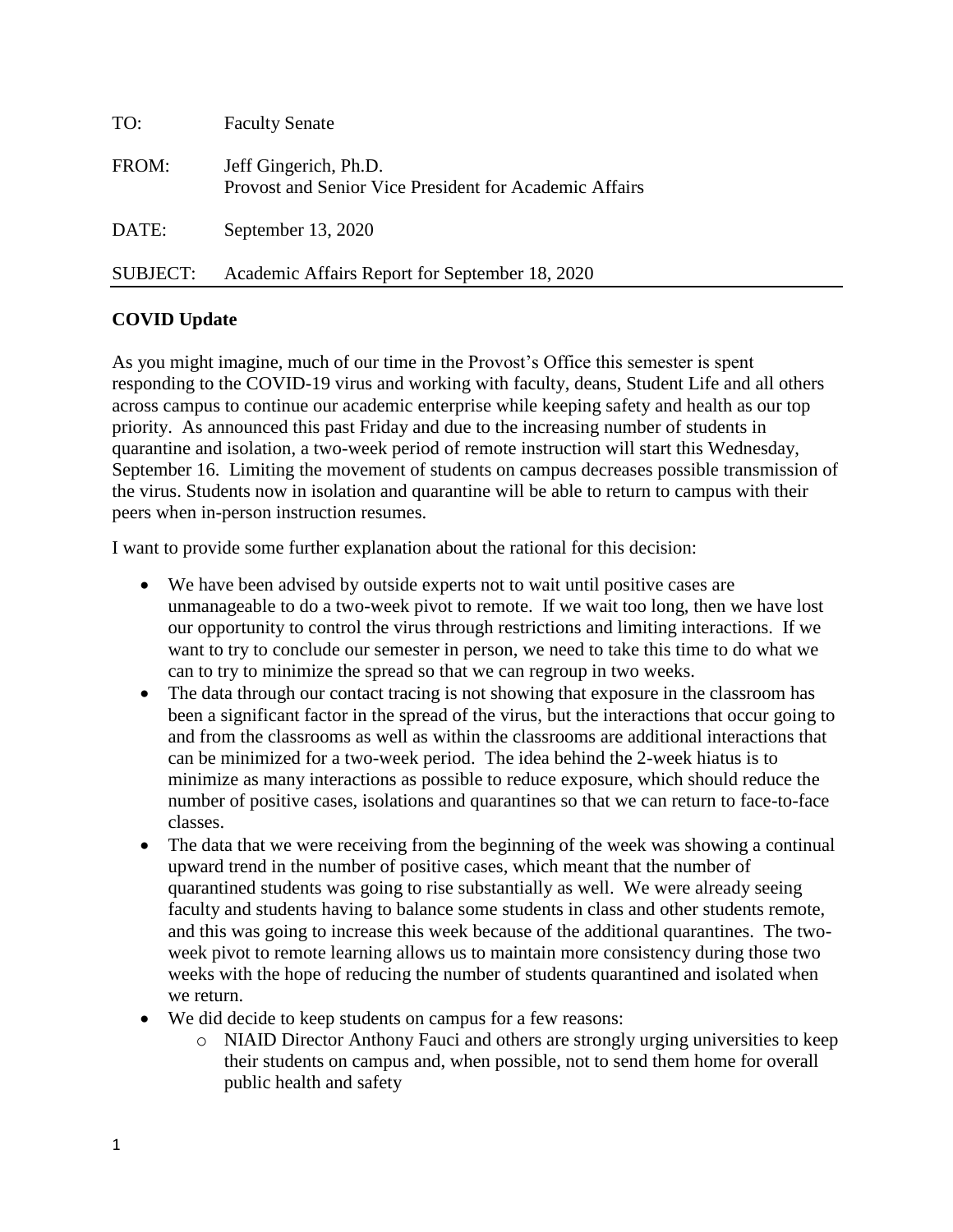| TO: | Faculty Senate |
|---|---|
| FROM: | Jeff Gingerich, Ph.D.<br>Provost and Senior Vice President for Academic Affairs |
| DATE: | September 13, 2020 |
| SUBJECT: | Academic Affairs Report for September 18, 2020 |

**COVID Update**

As you might imagine, much of our time in the Provost's Office this semester is spent responding to the COVID-19 virus and working with faculty, deans, Student Life and all others across campus to continue our academic enterprise while keeping safety and health as our top priority. As announced this past Friday and due to the increasing number of students in quarantine and isolation, a two-week period of remote instruction will start this Wednesday, September 16. Limiting the movement of students on campus decreases possible transmission of the virus. Students now in isolation and quarantine will be able to return to campus with their peers when in-person instruction resumes.

I want to provide some further explanation about the rational for this decision:

- We have been advised by outside experts not to wait until positive cases are unmanageable to do a two-week pivot to remote. If we wait too long, then we have lost our opportunity to control the virus through restrictions and limiting interactions. If we want to try to conclude our semester in person, we need to take this time to do what we can to try to minimize the spread so that we can regroup in two weeks.
- The data through our contact tracing is not showing that exposure in the classroom has been a significant factor in the spread of the virus, but the interactions that occur going to and from the classrooms as well as within the classrooms are additional interactions that can be minimized for a two-week period. The idea behind the 2-week hiatus is to minimize as many interactions as possible to reduce exposure, which should reduce the number of positive cases, isolations and quarantines so that we can return to face-to-face classes.
- The data that we were receiving from the beginning of the week was showing a continual upward trend in the number of positive cases, which meant that the number of quarantined students was going to rise substantially as well. We were already seeing faculty and students having to balance some students in class and other students remote, and this was going to increase this week because of the additional quarantines. The two-week pivot to remote learning allows us to maintain more consistency during those two weeks with the hope of reducing the number of students quarantined and isolated when we return.
- We did decide to keep students on campus for a few reasons:
  - NIAID Director Anthony Fauci and others are strongly urging universities to keep their students on campus and, when possible, not to send them home for overall public health and safety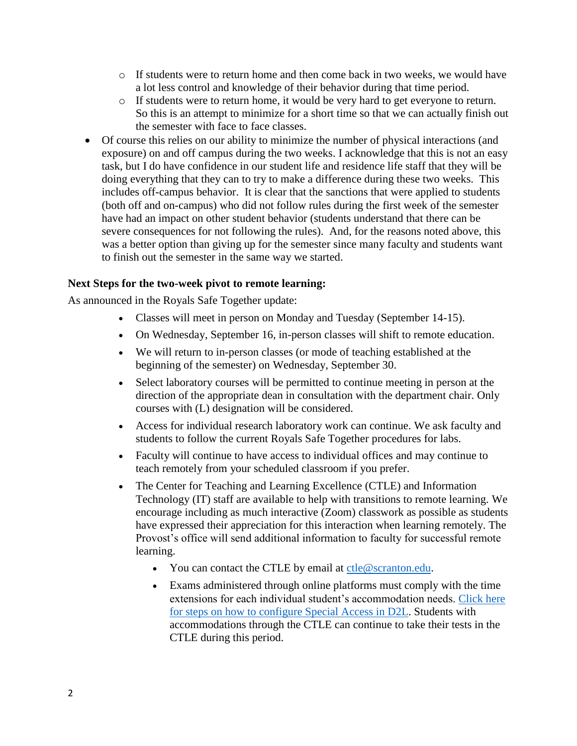- If students were to return home and then come back in two weeks, we would have a lot less control and knowledge of their behavior during that time period.
- If students were to return home, it would be very hard to get everyone to return. So this is an attempt to minimize for a short time so that we can actually finish out the semester with face to face classes.

- Of course this relies on our ability to minimize the number of physical interactions (and exposure) on and off campus during the two weeks. I acknowledge that this is not an easy task, but I do have confidence in our student life and residence life staff that they will be doing everything that they can to try to make a difference during these two weeks. This includes off-campus behavior. It is clear that the sanctions that were applied to students (both off and on-campus) who did not follow rules during the first week of the semester have had an impact on other student behavior (students understand that there can be severe consequences for not following the rules). And, for the reasons noted above, this was a better option than giving up for the semester since many faculty and students want to finish out the semester in the same way we started.

**Next Steps for the two-week pivot to remote learning:**

As announced in the Royals Safe Together update:

- Classes will meet in person on Monday and Tuesday (September 14-15).
- On Wednesday, September 16, in-person classes will shift to remote education.
- We will return to in-person classes (or mode of teaching established at the beginning of the semester) on Wednesday, September 30.
- Select laboratory courses will be permitted to continue meeting in person at the direction of the appropriate dean in consultation with the department chair. Only courses with (L) designation will be considered.
- Access for individual research laboratory work can continue. We ask faculty and students to follow the current Royals Safe Together procedures for labs.
- Faculty will continue to have access to individual offices and may continue to teach remotely from your scheduled classroom if you prefer.
- The Center for Teaching and Learning Excellence (CTLE) and Information Technology (IT) staff are available to help with transitions to remote learning. We encourage including as much interactive (Zoom) classwork as possible as students have expressed their appreciation for this interaction when learning remotely. The Provost's office will send additional information to faculty for successful remote learning.
  - You can contact the CTLE by email at ctle@scranton.edu.
  - Exams administered through online platforms must comply with the time extensions for each individual student's accommodation needs. Click here for steps on how to configure Special Access in D2L. Students with accommodations through the CTLE can continue to take their tests in the CTLE during this period.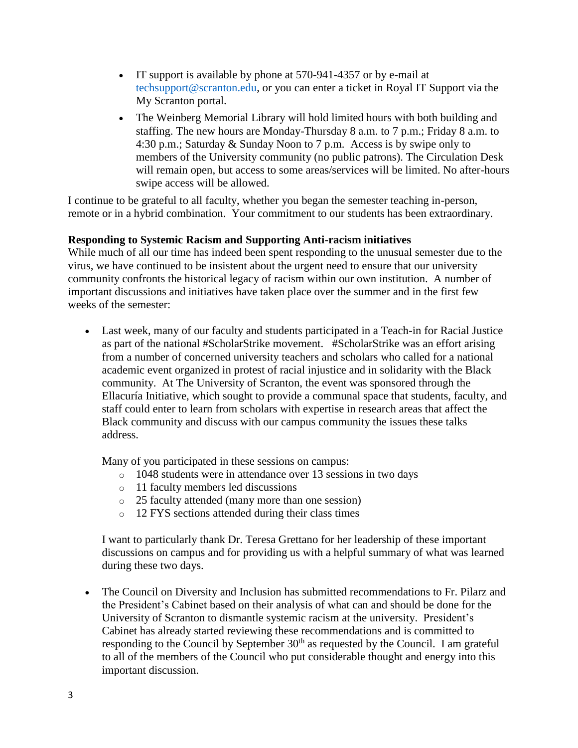- IT support is available by phone at 570-941-4357 or by e-mail at techsupport@scranton.edu, or you can enter a ticket in Royal IT Support via the My Scranton portal.
- The Weinberg Memorial Library will hold limited hours with both building and staffing. The new hours are Monday-Thursday 8 a.m. to 7 p.m.; Friday 8 a.m. to 4:30 p.m.; Saturday & Sunday Noon to 7 p.m. Access is by swipe only to members of the University community (no public patrons). The Circulation Desk will remain open, but access to some areas/services will be limited. No after-hours swipe access will be allowed.

I continue to be grateful to all faculty, whether you began the semester teaching in-person, remote or in a hybrid combination. Your commitment to our students has been extraordinary.

**Responding to Systemic Racism and Supporting Anti-racism initiatives**

While much of all our time has indeed been spent responding to the unusual semester due to the virus, we have continued to be insistent about the urgent need to ensure that our university community confronts the historical legacy of racism within our own institution. A number of important discussions and initiatives have taken place over the summer and in the first few weeks of the semester:

- Last week, many of our faculty and students participated in a Teach-in for Racial Justice as part of the national #ScholarStrike movement. #ScholarStrike was an effort arising from a number of concerned university teachers and scholars who called for a national academic event organized in protest of racial injustice and in solidarity with the Black community. At The University of Scranton, the event was sponsored through the Ellacuría Initiative, which sought to provide a communal space that students, faculty, and staff could enter to learn from scholars with expertise in research areas that affect the Black community and discuss with our campus community the issues these talks address.

  Many of you participated in these sessions on campus:
  - 1048 students were in attendance over 13 sessions in two days
  - 11 faculty members led discussions
  - 25 faculty attended (many more than one session)
  - 12 FYS sections attended during their class times

  I want to particularly thank Dr. Teresa Grettano for her leadership of these important discussions on campus and for providing us with a helpful summary of what was learned during these two days.

- The Council on Diversity and Inclusion has submitted recommendations to Fr. Pilarz and the President's Cabinet based on their analysis of what can and should be done for the University of Scranton to dismantle systemic racism at the university. President's Cabinet has already started reviewing these recommendations and is committed to responding to the Council by September 30th as requested by the Council. I am grateful to all of the members of the Council who put considerable thought and energy into this important discussion.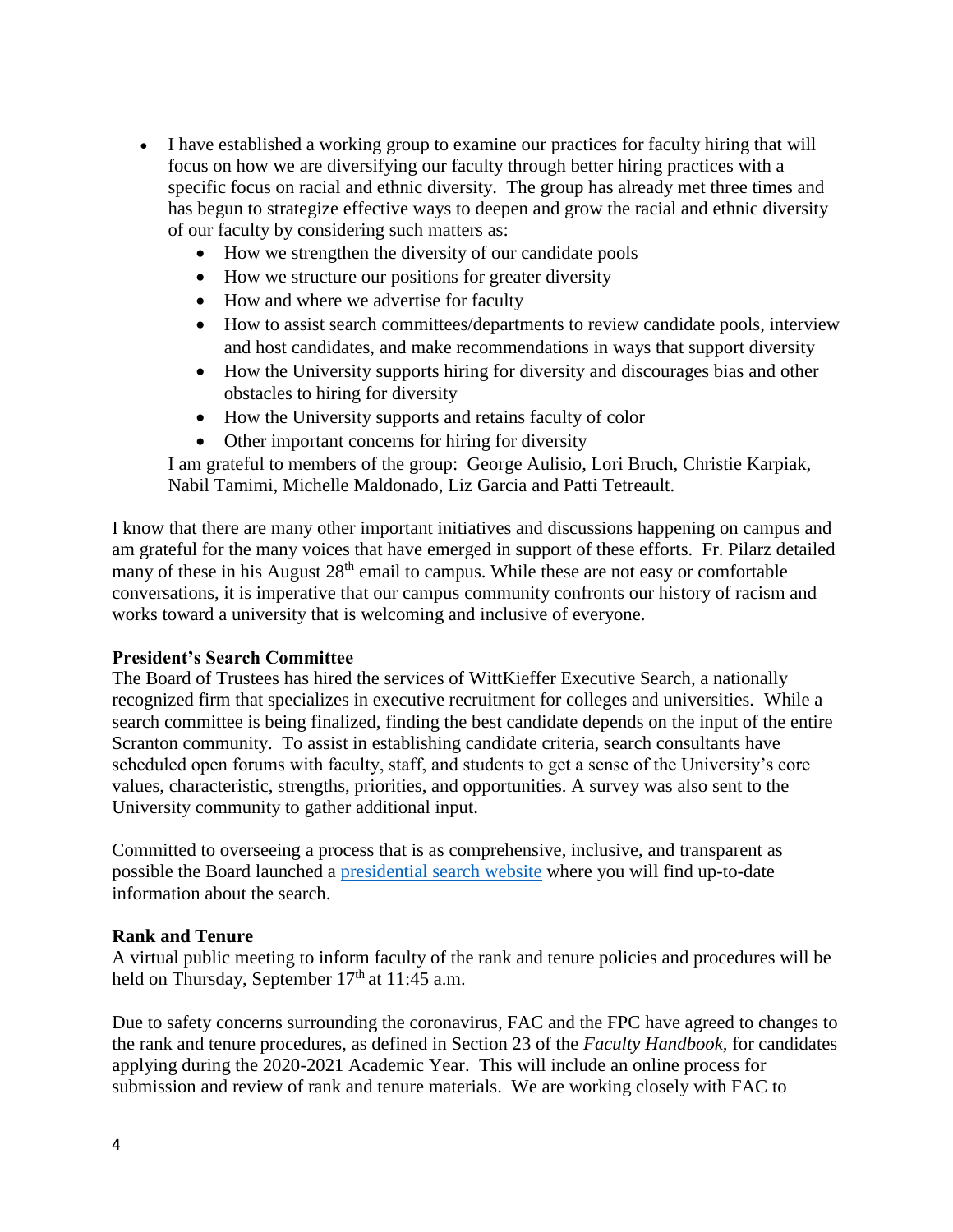- I have established a working group to examine our practices for faculty hiring that will focus on how we are diversifying our faculty through better hiring practices with a specific focus on racial and ethnic diversity. The group has already met three times and has begun to strategize effective ways to deepen and grow the racial and ethnic diversity of our faculty by considering such matters as:
  - How we strengthen the diversity of our candidate pools
  - How we structure our positions for greater diversity
  - How and where we advertise for faculty
  - How to assist search committees/departments to review candidate pools, interview and host candidates, and make recommendations in ways that support diversity
  - How the University supports hiring for diversity and discourages bias and other obstacles to hiring for diversity
  - How the University supports and retains faculty of color
  - Other important concerns for hiring for diversity

  I am grateful to members of the group: George Aulisio, Lori Bruch, Christie Karpiak, Nabil Tamimi, Michelle Maldonado, Liz Garcia and Patti Tetreault.

I know that there are many other important initiatives and discussions happening on campus and am grateful for the many voices that have emerged in support of these efforts. Fr. Pilarz detailed many of these in his August 28th email to campus. While these are not easy or comfortable conversations, it is imperative that our campus community confronts our history of racism and works toward a university that is welcoming and inclusive of everyone.

**President's Search Committee**

The Board of Trustees has hired the services of WittKieffer Executive Search, a nationally recognized firm that specializes in executive recruitment for colleges and universities. While a search committee is being finalized, finding the best candidate depends on the input of the entire Scranton community. To assist in establishing candidate criteria, search consultants have scheduled open forums with faculty, staff, and students to get a sense of the University's core values, characteristic, strengths, priorities, and opportunities. A survey was also sent to the University community to gather additional input.

Committed to overseeing a process that is as comprehensive, inclusive, and transparent as possible the Board launched a presidential search website where you will find up-to-date information about the search.

**Rank and Tenure**

A virtual public meeting to inform faculty of the rank and tenure policies and procedures will be held on Thursday, September 17th at 11:45 a.m.

Due to safety concerns surrounding the coronavirus, FAC and the FPC have agreed to changes to the rank and tenure procedures, as defined in Section 23 of the *Faculty Handbook,* for candidates applying during the 2020-2021 Academic Year. This will include an online process for submission and review of rank and tenure materials. We are working closely with FAC to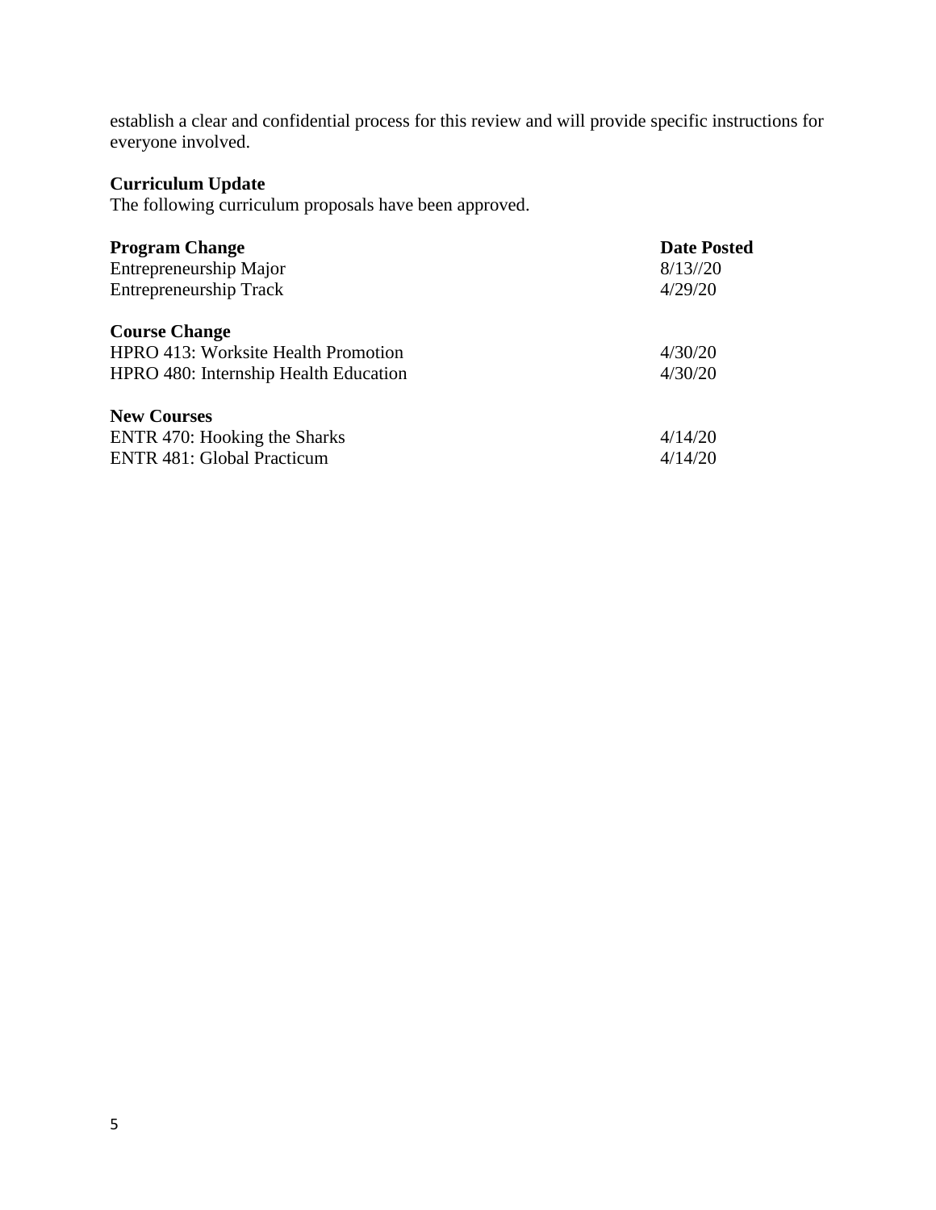establish a clear and confidential process for this review and will provide specific instructions for everyone involved.

**Curriculum Update**
The following curriculum proposals have been approved.

| **Program Change** | **Date Posted** |
| --- | --- |
| Entrepreneurship Major | 8/13//20 |
| Entrepreneurship Track | 4/29/20 |
| **Course Change** | |
| HPRO 413: Worksite Health Promotion | 4/30/20 |
| HPRO 480: Internship Health Education | 4/30/20 |
| **New Courses** | |
| ENTR 470: Hooking the Sharks | 4/14/20 |
| ENTR 481: Global Practicum | 4/14/20 |